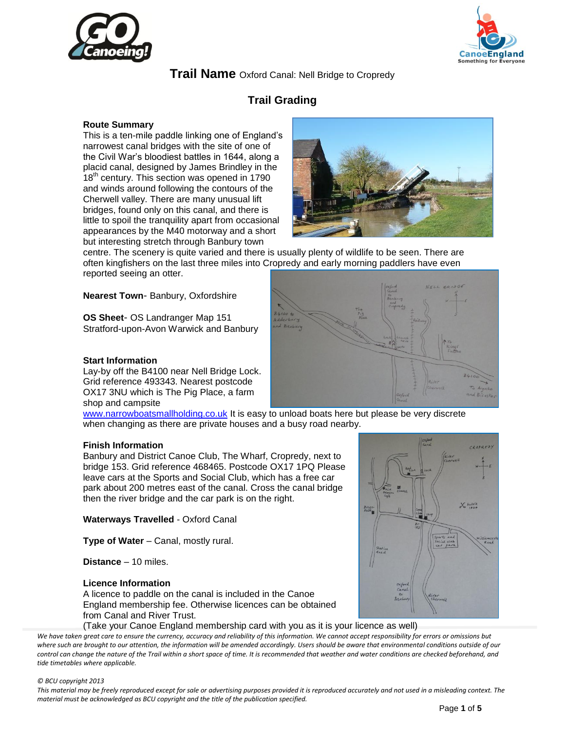# Trail Name Oxford Canal: Nell Bridge to Cropredy

## Trail Grading

**Route Summary**

This is a ten-mile paddle linking one of England's narrowest canal bridges with the site of one of the Civil War's bloodiest battles in 1644, along a placid canal, designed by James Brindley in the 18th century. This section was opened in 1790 and winds around following the contours of the Cherwell valley. There are many unusual lift bridges, found only on this canal, and there is little to spoil the tranquility apart from occasional appearances by the M40 motorway and a short but interesting stretch through Banbury town centre. The scenery is quite varied and there is usually plenty of wildlife to be seen. There are often kingfishers on the last three miles into Cropredy and early morning paddlers have even reported seeing an otter.

**Nearest Town**- Banbury, Oxfordshire

**OS Sheet**- OS Landranger Map 151 Stratford-upon-Avon Warwick and Banbury

**Start Information**

Lay-by off the B4100 near Nell Bridge Lock. Grid reference 493343. Nearest postcode OX17 3NU which is The Pig Place, a farm shop and campsite www.narrowboatsmallholding.co.uk It is easy to unload boats here but please be very discrete when changing as there are private houses and a busy road nearby.

**Finish Information**

Banbury and District Canoe Club, The Wharf, Cropredy, next to bridge 153. Grid reference 468465. Postcode OX17 1PQ Please leave cars at the Sports and Social Club, which has a free car park about 200 metres east of the canal. Cross the canal bridge then the river bridge and the car park is on the right.

**Waterways Travelled** - Oxford Canal

**Type of Water** – Canal, mostly rural.

**Distance** – 10 miles.

**Licence Information**

A licence to paddle on the canal is included in the Canoe England membership fee. Otherwise licences can be obtained from Canal and River Trust.

(Take your Canoe England membership card with you as it is your licence as well)

*We have taken great care to ensure the currency, accuracy and reliability of this information. We cannot accept responsibility for errors or omissions but where such are brought to our attention, the information will be amended accordingly. Users should be aware that environmental conditions outside of our control can change the nature of the Trail within a short space of time. It is recommended that weather and water conditions are checked beforehand, and tide timetables where applicable.*

*© BCU copyright 2013*

*This material may be freely reproduced except for sale or advertising purposes provided it is reproduced accurately and not used in a misleading context. The material must be acknowledged as BCU copyright and the title of the publication specified.*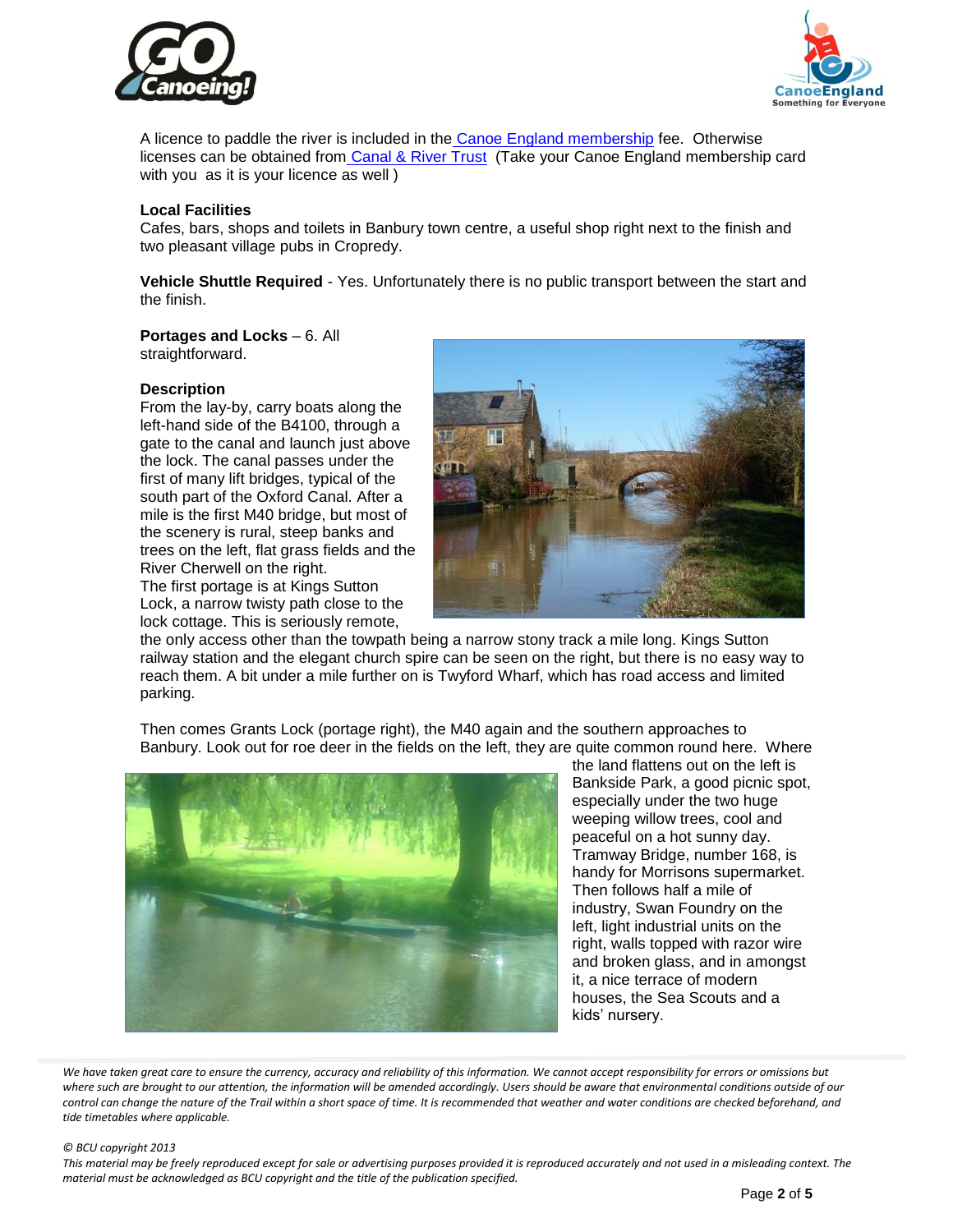A licence to paddle the river is included in the Canoe England membership fee. Otherwise licenses can be obtained from Canal & River Trust (Take your Canoe England membership card with you as it is your licence as well )

**Local Facilities**
Cafes, bars, shops and toilets in Banbury town centre, a useful shop right next to the finish and two pleasant village pubs in Cropredy.

**Vehicle Shuttle Required** - Yes. Unfortunately there is no public transport between the start and the finish.

**Portages and Locks** – 6. All straightforward.

**Description**
From the lay-by, carry boats along the left-hand side of the B4100, through a gate to the canal and launch just above the lock. The canal passes under the first of many lift bridges, typical of the south part of the Oxford Canal. After a mile is the first M40 bridge, but most of the scenery is rural, steep banks and trees on the left, flat grass fields and the River Cherwell on the right.
The first portage is at Kings Sutton Lock, a narrow twisty path close to the lock cottage. This is seriously remote, the only access other than the towpath being a narrow stony track a mile long. Kings Sutton railway station and the elegant church spire can be seen on the right, but there is no easy way to reach them. A bit under a mile further on is Twyford Wharf, which has road access and limited parking.

Then comes Grants Lock (portage right), the M40 again and the southern approaches to Banbury. Look out for roe deer in the fields on the left, they are quite common round here. Where the land flattens out on the left is Bankside Park, a good picnic spot, especially under the two huge weeping willow trees, cool and peaceful on a hot sunny day. Tramway Bridge, number 168, is handy for Morrisons supermarket. Then follows half a mile of industry, Swan Foundry on the left, light industrial units on the right, walls topped with razor wire and broken glass, and in amongst it, a nice terrace of modern houses, the Sea Scouts and a kids' nursery.

*We have taken great care to ensure the currency, accuracy and reliability of this information. We cannot accept responsibility for errors or omissions but where such are brought to our attention, the information will be amended accordingly. Users should be aware that environmental conditions outside of our control can change the nature of the Trail within a short space of time. It is recommended that weather and water conditions are checked beforehand, and tide timetables where applicable.*

*© BCU copyright 2013*
*This material may be freely reproduced except for sale or advertising purposes provided it is reproduced accurately and not used in a misleading context. The material must be acknowledged as BCU copyright and the title of the publication specified.*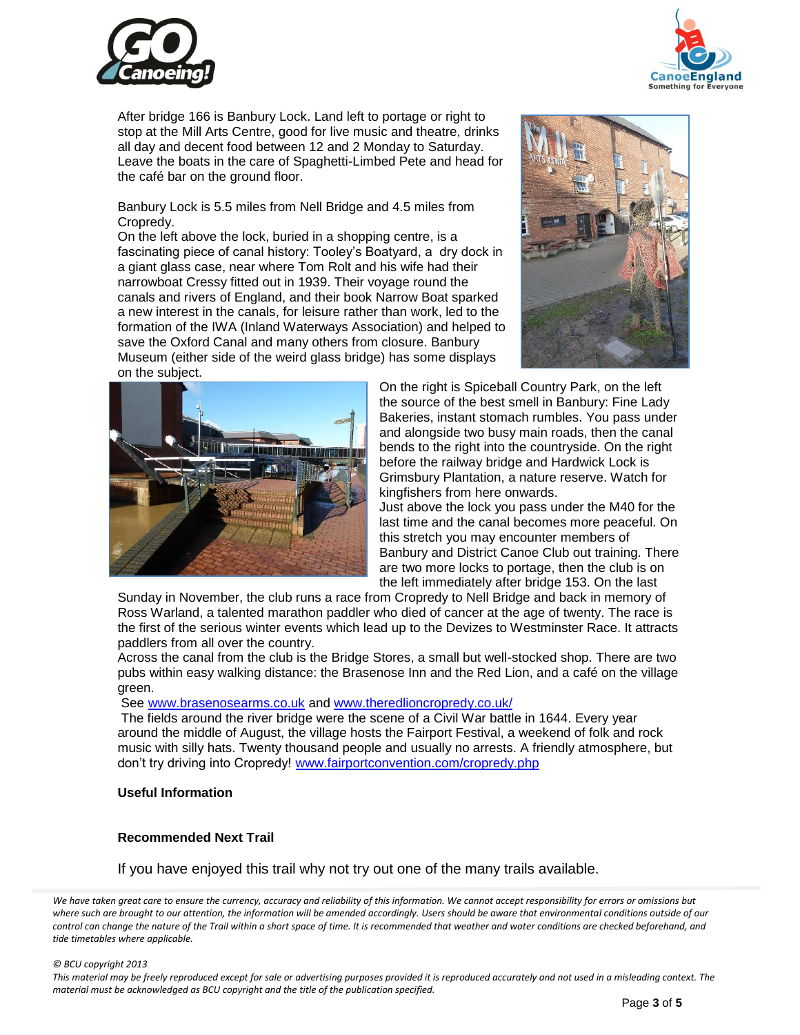After bridge 166 is Banbury Lock. Land left to portage or right to stop at the Mill Arts Centre, good for live music and theatre, drinks all day and decent food between 12 and 2 Monday to Saturday. Leave the boats in the care of Spaghetti-Limbed Pete and head for the café bar on the ground floor.

Banbury Lock is 5.5 miles from Nell Bridge and 4.5 miles from Cropredy.

On the left just above the lock, buried in a shopping centre, is a fascinating piece of canal history: Tooley's Boatyard, a dry dock in a giant glass case, near where Tom Rolt and his wife had their narrowboat Cressy fitted out in 1939. Their voyage round the canals and rivers of England, and their book Narrow Boat sparked a new interest in the canals, for leisure rather than work, led to the formation of the IWA (Inland Waterways Association) and helped to save the Oxford Canal and many others from closure. Banbury Museum (either side of the weird glass bridge) has some displays on the subject.

On the right is Spiceball Country Park, on the left the source of the best smell in Banbury: Fine Lady Bakeries, instant stomach rumbles. You pass under and alongside two busy main roads, then the canal bends to the right into the countryside. On the right before the railway bridge and Hardwick Lock is Grimsbury Plantation, a nature reserve. Watch for kingfishers from here onwards.

Just above the lock you pass under the M40 for the last time and the canal becomes more peaceful. On this stretch you may encounter members of Banbury and District Canoe Club out training. There are two more locks to portage, then the club is on the left immediately after bridge 153. On the last Sunday in November, the club runs a race from Cropredy to Nell Bridge and back in memory of Ross Warland, a talented marathon paddler who died of cancer at the age of twenty. The race is the first of the serious winter events which lead up to the Devizes to Westminster Race. It attracts paddlers from all over the country.

Across the canal from the club is the Bridge Stores, a small but well-stocked shop. There are two pubs within easy walking distance: the Brasenose Inn and the Red Lion, and a café on the village green.

See www.brasenosearms.co.uk and www.theredlioncropredy.co.uk/

The fields around the river bridge were the scene of a Civil War battle in 1644. Every year around the middle of August, the village hosts the Fairport Festival, a weekend of folk and rock music with silly hats. Twenty thousand people and usually no arrests. A friendly atmosphere, but don't try driving into Cropredy! www.fairportconvention.com/cropredy.php

**Useful Information**

**Recommended Next Trail**

If you have enjoyed this trail why not try out one of the many trails available.

*We have taken great care to ensure the currency, accuracy and reliability of this information. We cannot accept responsibility for errors or omissions but where such are brought to our attention, the information will be amended accordingly. Users should be aware that environmental conditions outside of our control can change the nature of the Trail within a short space of time. It is recommended that weather and water conditions are checked beforehand, and tide timetables where applicable.*

*© BCU copyright 2013*

*This material may be freely reproduced except for sale or advertising purposes provided it is reproduced accurately and not used in a misleading context. The material must be acknowledged as BCU copyright and the title of the publication specified.*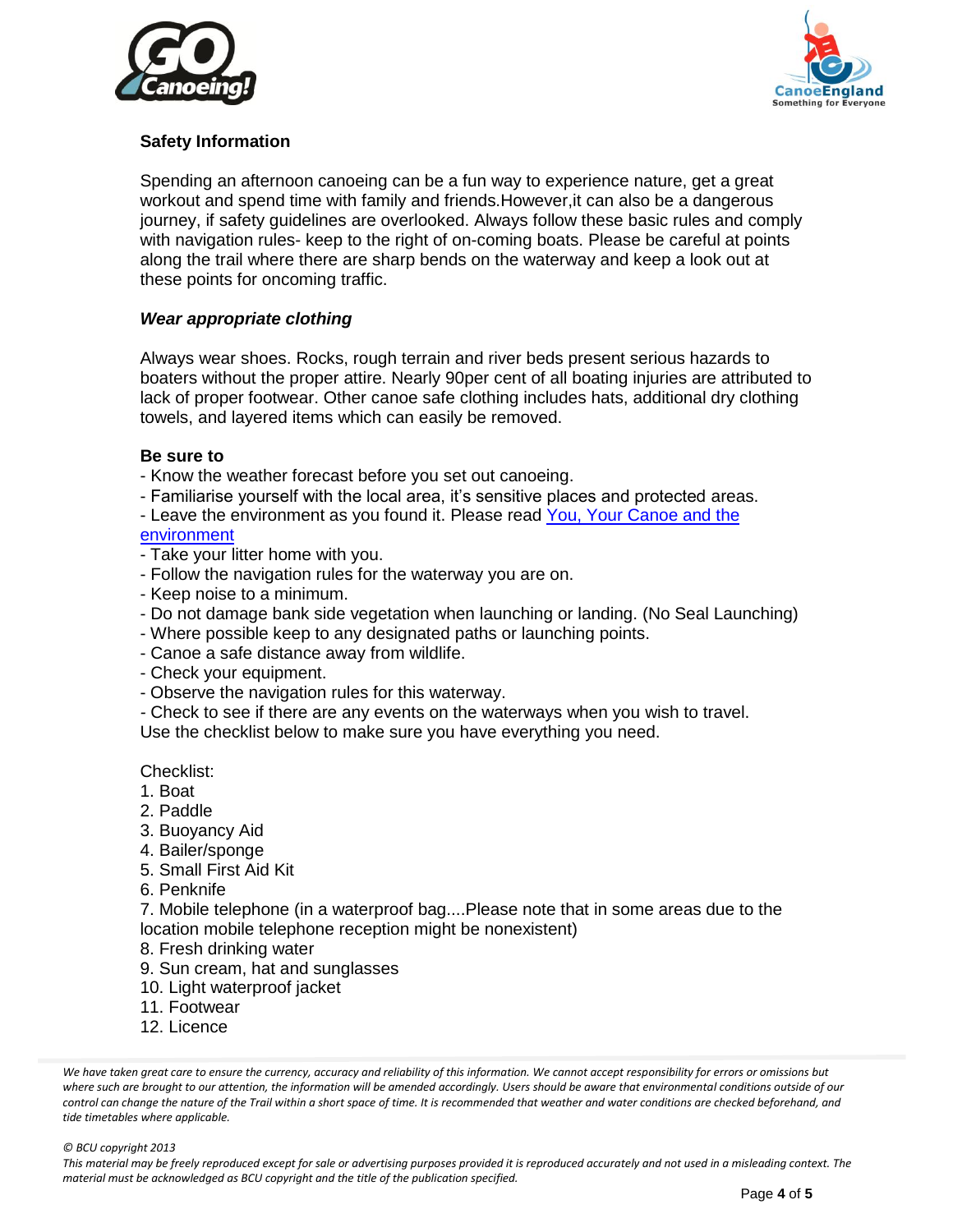## Safety Information

Spending an afternoon canoeing can be a fun way to experience nature, get a great workout and spend time with family and friends.However,it can also be a dangerous journey, if safety guidelines are overlooked. Always follow these basic rules and comply with navigation rules- keep to the right of on-coming boats. Please be careful at points along the trail where there are sharp bends on the waterway and keep a look out at these points for oncoming traffic.

### *Wear appropriate clothing*

Always wear shoes. Rocks, rough terrain and river beds present serious hazards to boaters without the proper attire. Nearly 90per cent of all boating injuries are attributed to lack of proper footwear. Other canoe safe clothing includes hats, additional dry clothing towels, and layered items which can easily be removed.

**Be sure to**

- Know the weather forecast before you set out canoeing.
- Familiarise yourself with the local area, it's sensitive places and protected areas.
- Leave the environment as you found it. Please read [You, Your Canoe and the environment]()
- Take your litter home with you.
- Follow the navigation rules for the waterway you are on.
- Keep noise to a minimum.
- Do not damage bank side vegetation when launching or landing. (No Seal Launching)
- Where possible keep to any designated paths or launching points.
- Canoe a safe distance away from wildlife.
- Check your equipment.
- Observe the navigation rules for this waterway.
- Check to see if there are any events on the waterways when you wish to travel.

Use the checklist below to make sure you have everything you need.

Checklist:

1. Boat
2. Paddle
3. Buoyancy Aid
4. Bailer/sponge
5. Small First Aid Kit
6. Penknife
7. Mobile telephone (in a waterproof bag....Please note that in some areas due to the location mobile telephone reception might be nonexistent)
8. Fresh drinking water
9. Sun cream, hat and sunglasses
10. Light waterproof jacket
11. Footwear
12. Licence

*We have taken great care to ensure the currency, accuracy and reliability of this information. We cannot accept responsibility for errors or omissions but where such are brought to our attention, the information will be amended accordingly. Users should be aware that environmental conditions outside of our control can change the nature of the Trail within a short space of time. It is recommended that weather and water conditions are checked beforehand, and tide timetables where applicable.*

*© BCU copyright 2013*

*This material may be freely reproduced except for sale or advertising purposes provided it is reproduced accurately and not used in a misleading context. The material must be acknowledged as BCU copyright and the title of the publication specified.*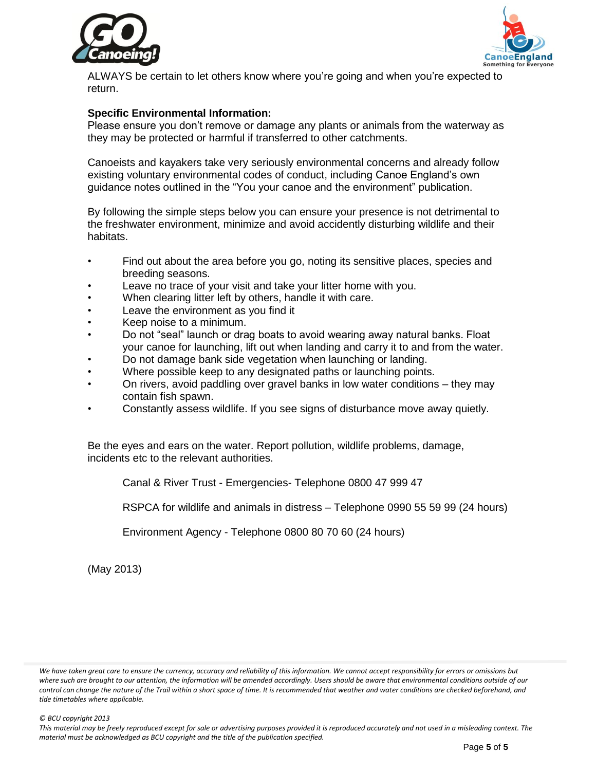ALWAYS be certain to let others know where you're going and when you're expected to return.

**Specific Environmental Information:**

Please ensure you don't remove or damage any plants or animals from the waterway as they may be protected or harmful if transferred to other catchments.

Canoeists and kayakers take very seriously environmental concerns and already follow existing voluntary environmental codes of conduct, including Canoe England's own guidance notes outlined in the "You your canoe and the environment" publication.

By following the simple steps below you can ensure your presence is not detrimental to the freshwater environment, minimize and avoid accidently disturbing wildlife and their habitats.

- Find out about the area before you go, noting its sensitive places, species and breeding seasons.
- Leave no trace of your visit and take your litter home with you.
- When clearing litter left by others, handle it with care.
- Leave the environment as you find it
- Keep noise to a minimum.
- Do not "seal" launch or drag boats to avoid wearing away natural banks. Float your canoe for launching, lift out when landing and carry it to and from the water.
- Do not damage bank side vegetation when launching or landing.
- Where possible keep to any designated paths or launching points.
- On rivers, avoid paddling over gravel banks in low water conditions – they may contain fish spawn.
- Constantly assess wildlife. If you see signs of disturbance move away quietly.

Be the eyes and ears on the water. Report pollution, wildlife problems, damage, incidents etc to the relevant authorities.

Canal & River Trust - Emergencies- Telephone 0800 47 999 47

RSPCA for wildlife and animals in distress – Telephone 0990 55 59 99 (24 hours)

Environment Agency - Telephone 0800 80 70 60 (24 hours)

(May 2013)

*We have taken great care to ensure the currency, accuracy and reliability of this information. We cannot accept responsibility for errors or omissions but where such are brought to our attention, the information will be amended accordingly. Users should be aware that environmental conditions outside of our control can change the nature of the Trail within a short space of time. It is recommended that weather and water conditions are checked beforehand, and tide timetables where applicable.*

*© BCU copyright 2013*

*This material may be freely reproduced except for sale or advertising purposes provided it is reproduced accurately and not used in a misleading context. The material must be acknowledged as BCU copyright and the title of the publication specified.*